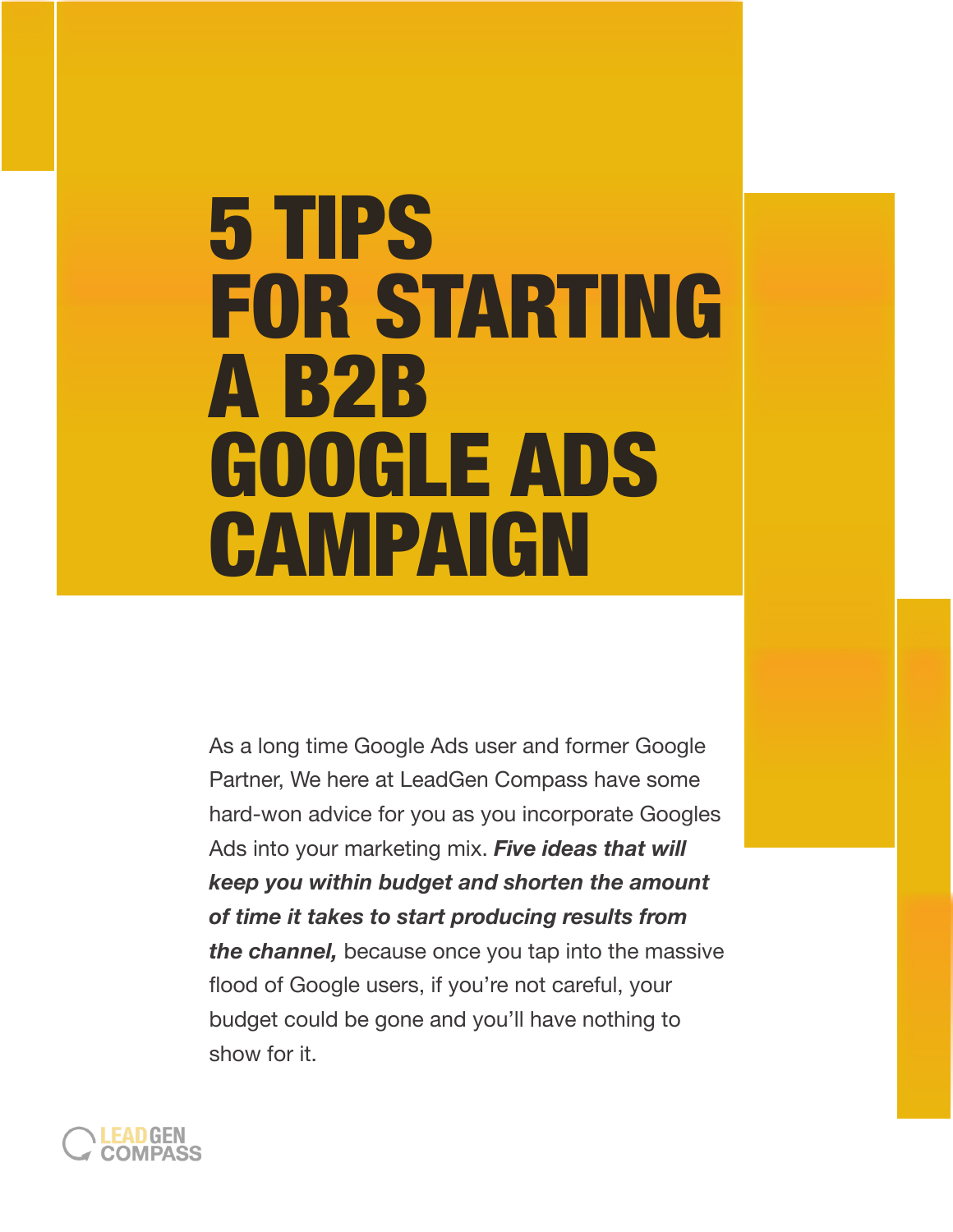# 5 TIPS FOR STARTING A B2B GOOGLE ADS CAMPAIGN

As a long time Google Ads user and former Google Partner, We here at LeadGen Compass have some hard-won advice for you as you incorporate Googles Ads into your marketing mix. ***Five ideas that will keep you within budget and shorten the amount of time it takes to start producing results from the channel,*** because once you tap into the massive flood of Google users, if you're not careful, your budget could be gone and you'll have nothing to show for it.

LEADGEN COMPASS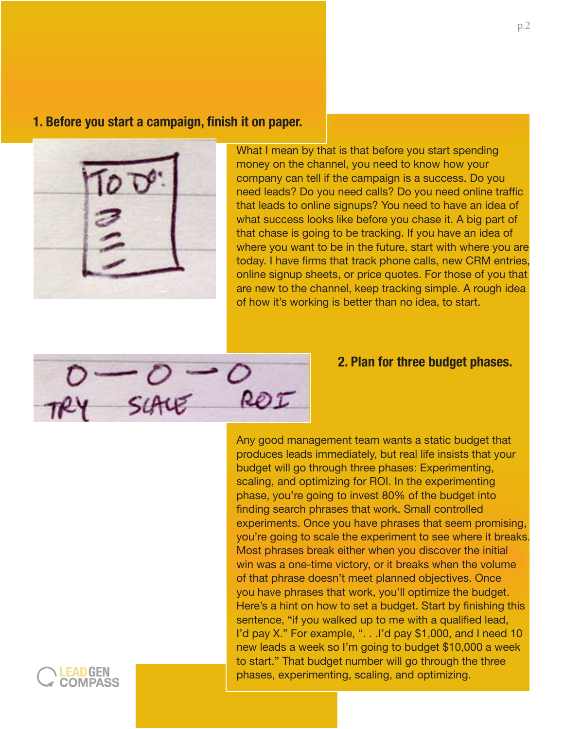## 1. Before you start a campaign, finish it on paper.

What I mean by that is that before you start spending money on the channel, you need to know how your company can tell if the campaign is a success. Do you need leads? Do you need calls? Do you need online traffic that leads to online signups? You need to have an idea of what success looks like before you chase it. A big part of that chase is going to be tracking. If you have an idea of where you want to be in the future, start with where you are today. I have firms that track phone calls, new CRM entries, online signup sheets, or price quotes. For those of you that are new to the channel, keep tracking simple. A rough idea of how it's working is better than no idea, to start.

## 2. Plan for three budget phases.

Any good management team wants a static budget that produces leads immediately, but real life insists that your budget will go through three phases: Experimenting, scaling, and optimizing for ROI. In the experimenting phase, you're going to invest 80% of the budget into finding search phrases that work. Small controlled experiments. Once you have phrases that seem promising, you're going to scale the experiment to see where it breaks. Most phrases break either when you discover the initial win was a one-time victory, or it breaks when the volume of that phrase doesn't meet planned objectives. Once you have phrases that work, you'll optimize the budget. Here's a hint on how to set a budget. Start by finishing this sentence, "if you walked up to me with a qualified lead, I'd pay X." For example, ". . .I'd pay $1,000, and I need 10 new leads a week so I'm going to budget $10,000 a week to start." That budget number will go through the three phases, experimenting, scaling, and optimizing.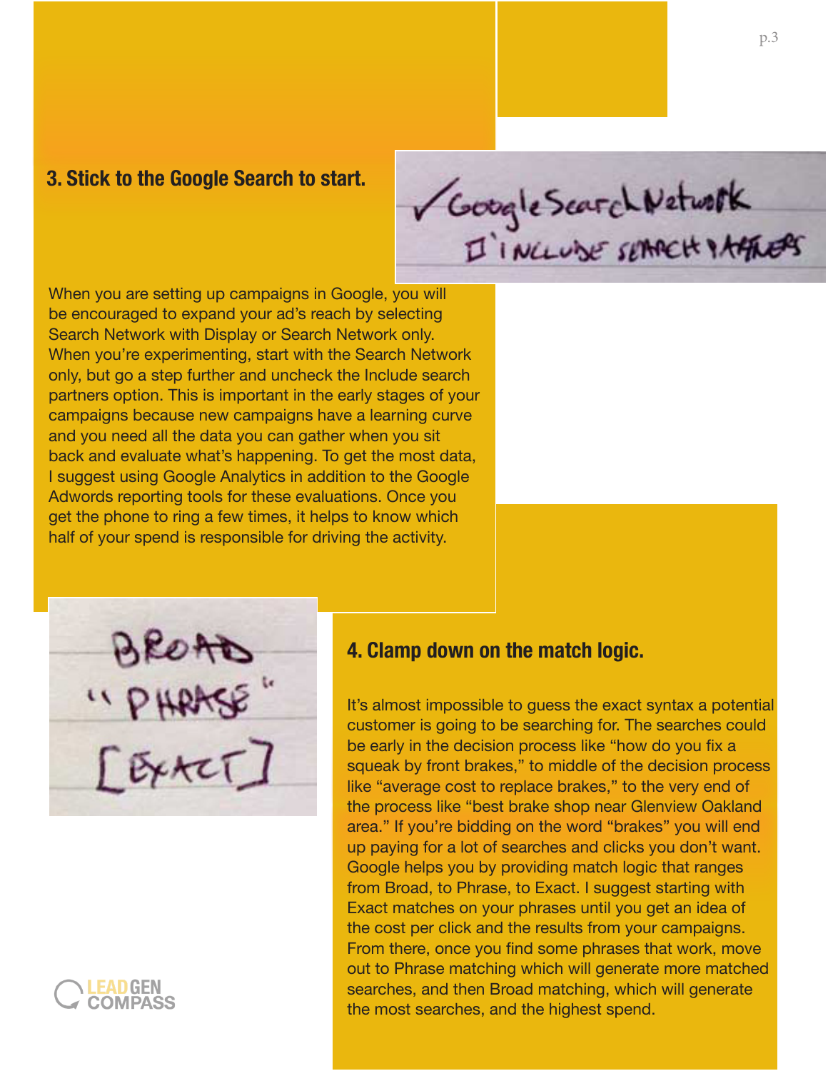## 3. Stick to the Google Search to start.

When you are setting up campaigns in Google, you will be encouraged to expand your ad's reach by selecting Search Network with Display or Search Network only. When you're experimenting, start with the Search Network only, but go a step further and uncheck the Include search partners option. This is important in the early stages of your campaigns because new campaigns have a learning curve and you need all the data you can gather when you sit back and evaluate what's happening. To get the most data, I suggest using Google Analytics in addition to the Google Adwords reporting tools for these evaluations. Once you get the phone to ring a few times, it helps to know which half of your spend is responsible for driving the activity.

## 4. Clamp down on the match logic.

It's almost impossible to guess the exact syntax a potential customer is going to be searching for. The searches could be early in the decision process like "how do you fix a squeak by front brakes," to middle of the decision process like "average cost to replace brakes," to the very end of the process like "best brake shop near Glenview Oakland area." If you're bidding on the word "brakes" you will end up paying for a lot of searches and clicks you don't want. Google helps you by providing match logic that ranges from Broad, to Phrase, to Exact. I suggest starting with Exact matches on your phrases until you get an idea of the cost per click and the results from your campaigns. From there, once you find some phrases that work, move out to Phrase matching which will generate more matched searches, and then Broad matching, which will generate the most searches, and the highest spend.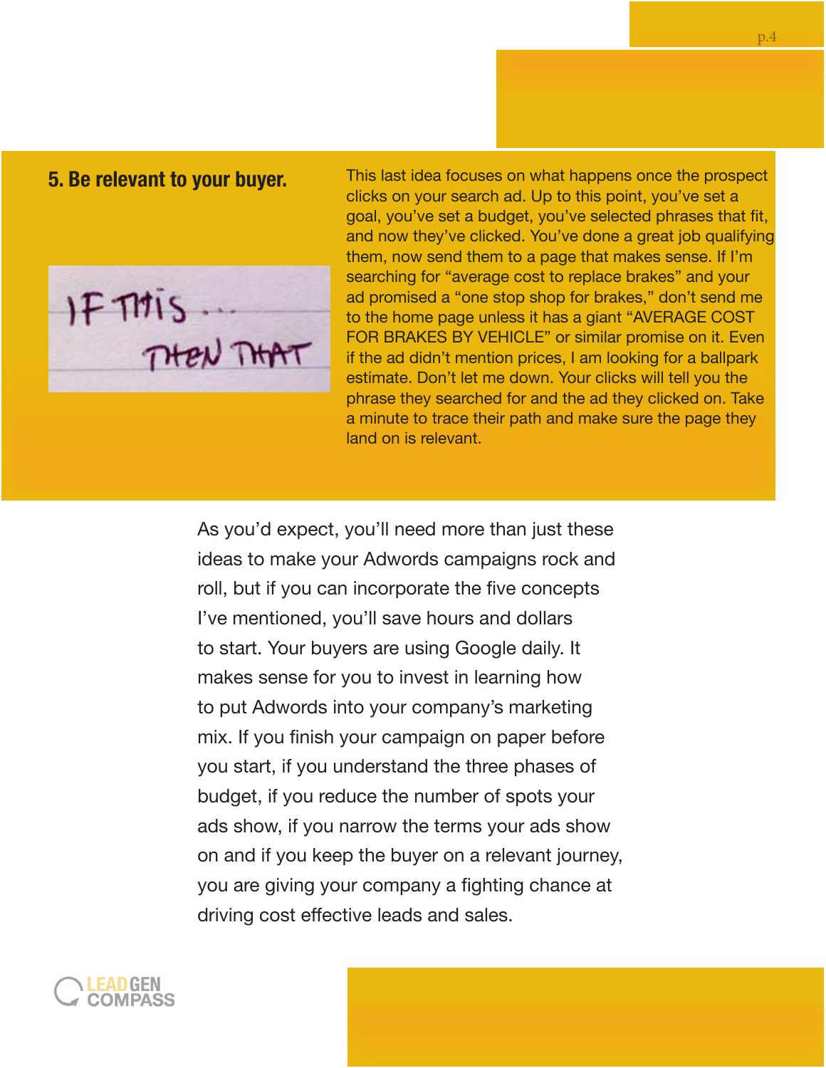## 5. Be relevant to your buyer.

This last idea focuses on what happens once the prospect clicks on your search ad. Up to this point, you've set a goal, you've set a budget, you've selected phrases that fit, and now they've clicked. You've done a great job qualifying them, now send them to a page that makes sense. If I'm searching for "average cost to replace brakes" and your ad promised a "one stop shop for brakes," don't send me to the home page unless it has a giant "AVERAGE COST FOR BRAKES BY VEHICLE" or similar promise on it. Even if the ad didn't mention prices, I am looking for a ballpark estimate. Don't let me down. Your clicks will tell you the phrase they searched for and the ad they clicked on. Take a minute to trace their path and make sure the page they land on is relevant.

As you'd expect, you'll need more than just these ideas to make your Adwords campaigns rock and roll, but if you can incorporate the five concepts I've mentioned, you'll save hours and dollars to start. Your buyers are using Google daily. It makes sense for you to invest in learning how to put Adwords into your company's marketing mix. If you finish your campaign on paper before you start, if you understand the three phases of budget, if you reduce the number of spots your ads show, if you narrow the terms your ads show on and if you keep the buyer on a relevant journey, you are giving your company a fighting chance at driving cost effective leads and sales.

LEAD GEN COMPASS